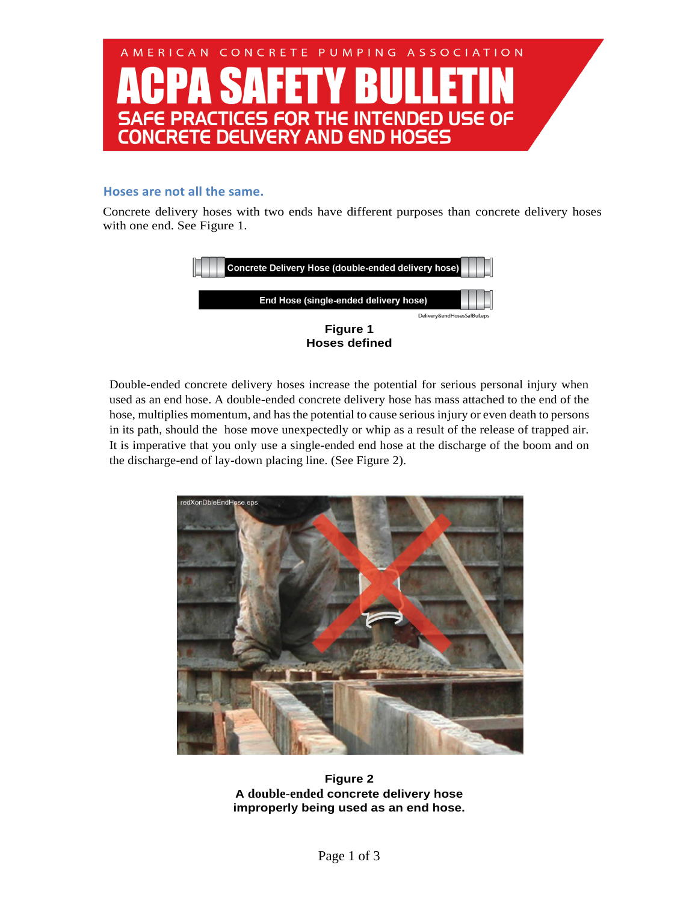AMERICAN CONCRETE PUMPING ASSOCIATION

# ACPA SAFETY BULLETIN

## SAFE PRACTICES FOR THE INTENDED USE OF CONCRETE DELIVERY AND END HOSES

### Hoses are not all the same.

Concrete delivery hoses with two ends have different purposes than concrete delivery hoses with one end. See Figure 1.

Concrete Delivery Hose (double-ended delivery hose)

End Hose (single-ended delivery hose)

**Figure 1**
**Hoses defined**

Double-ended concrete delivery hoses increase the potential for serious personal injury when used as an end hose. A double-ended concrete delivery hose has mass attached to the end of the hose, multiplies momentum, and has the potential to cause serious injury or even death to persons in its path, should the hose move unexpectedly or whip as a result of the release of trapped air. It is imperative that you only use a single-ended end hose at the discharge of the boom and on the discharge-end of lay-down placing line. (See Figure 2).

**Figure 2**
**A double-ended concrete delivery hose improperly being used as an end hose.**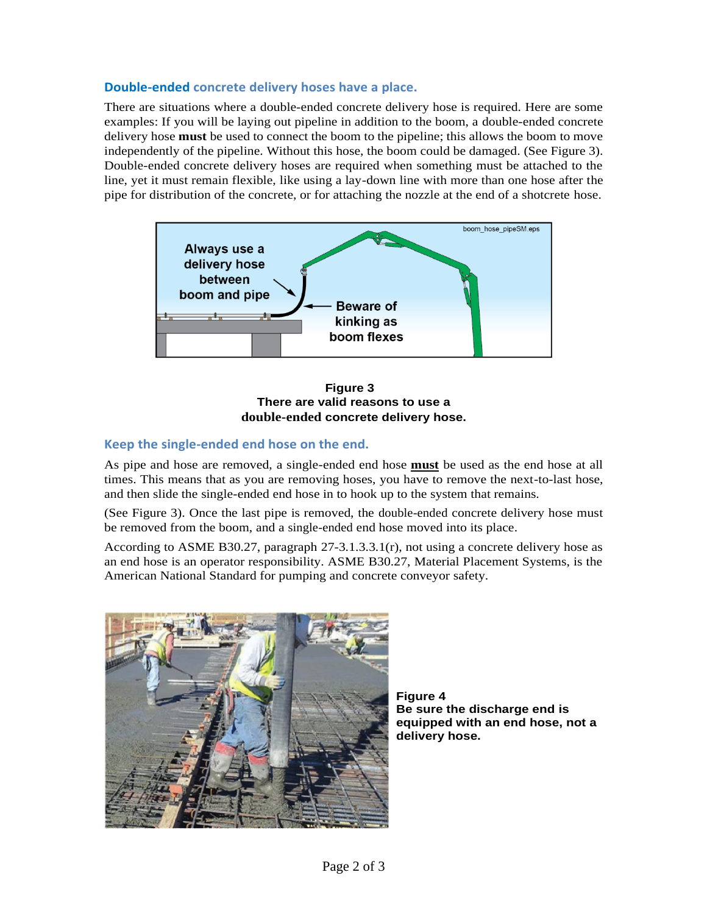## Double-ended concrete delivery hoses have a place.

There are situations where a double-ended concrete delivery hose is required. Here are some examples: If you will be laying out pipeline in addition to the boom, a double-ended concrete delivery hose **must** be used to connect the boom to the pipeline; this allows the boom to move independently of the pipeline. Without this hose, the boom could be damaged. (See Figure 3). Double-ended concrete delivery hoses are required when something must be attached to the line, yet it must remain flexible, like using a lay-down line with more than one hose after the pipe for distribution of the concrete, or for attaching the nozzle at the end of a shotcrete hose.

**Figure 3**
**There are valid reasons to use a double-ended concrete delivery hose.**

## Keep the single-ended end hose on the end.

As pipe and hose are removed, a single-ended end hose **must** be used as the end hose at all times. This means that as you are removing hoses, you have to remove the next-to-last hose, and then slide the single-ended end hose in to hook up to the system that remains.

(See Figure 3). Once the last pipe is removed, the double-ended concrete delivery hose must be removed from the boom, and a single-ended end hose moved into its place.

According to ASME B30.27, paragraph 27-3.1.3.3.1(r), not using a concrete delivery hose as an end hose is an operator responsibility. ASME B30.27, Material Placement Systems, is the American National Standard for pumping and concrete conveyor safety.

**Figure 4**
**Be sure the discharge end is equipped with an end hose, not a delivery hose.**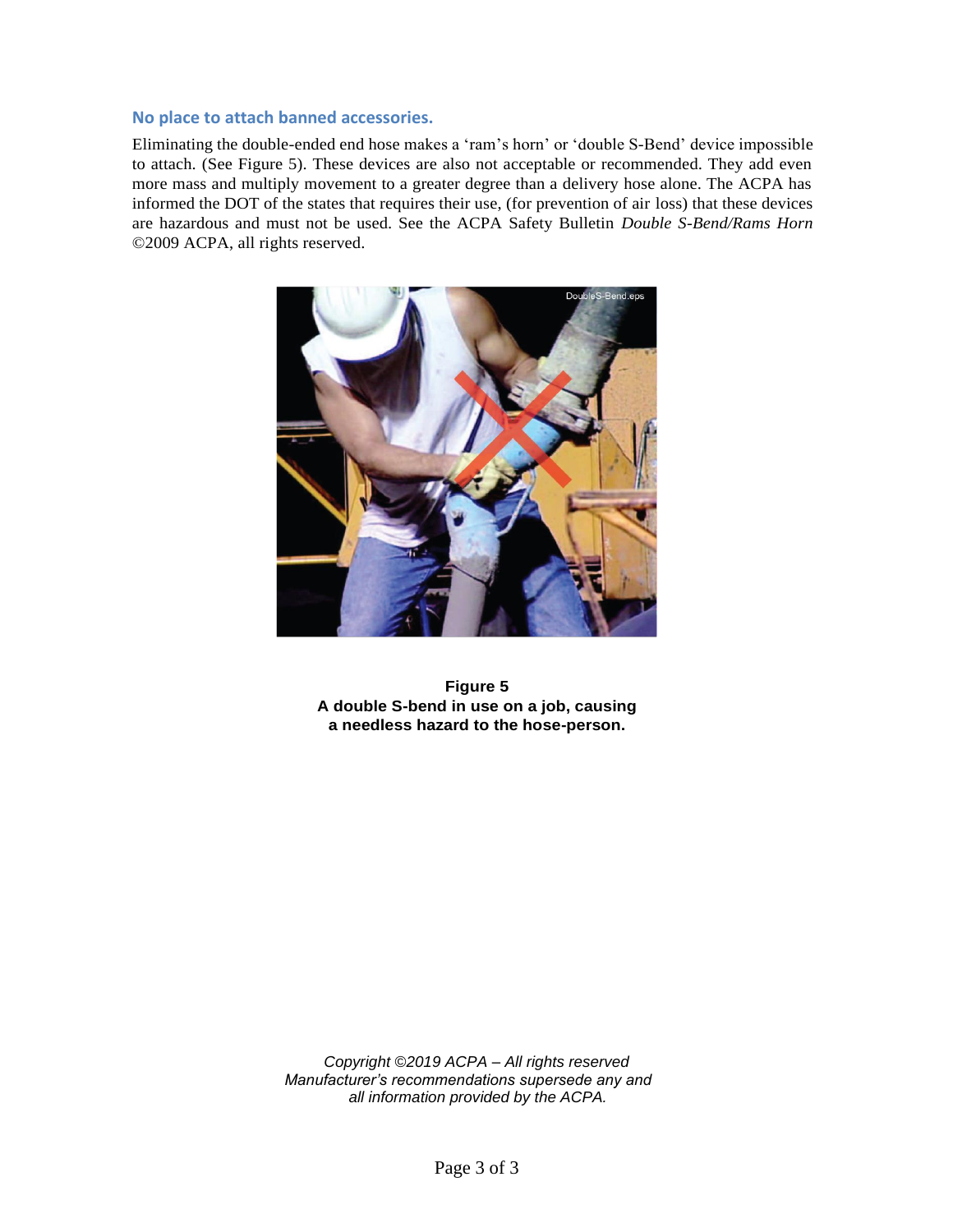### No place to attach banned accessories.

Eliminating the double-ended end hose makes a 'ram's horn' or 'double S-Bend' device impossible to attach. (See Figure 5). These devices are also not acceptable or recommended. They add even more mass and multiply movement to a greater degree than a delivery hose alone. The ACPA has informed the DOT of the states that requires their use, (for prevention of air loss) that these devices are hazardous and must not be used. See the ACPA Safety Bulletin *Double S-Bend/Rams Horn* ©2009 ACPA, all rights reserved.

**Figure 5**
**A double S-bend in use on a job, causing a needless hazard to the hose-person.**

*Copyright ©2019 ACPA – All rights reserved*
*Manufacturer's recommendations supersede any and all information provided by the ACPA.*